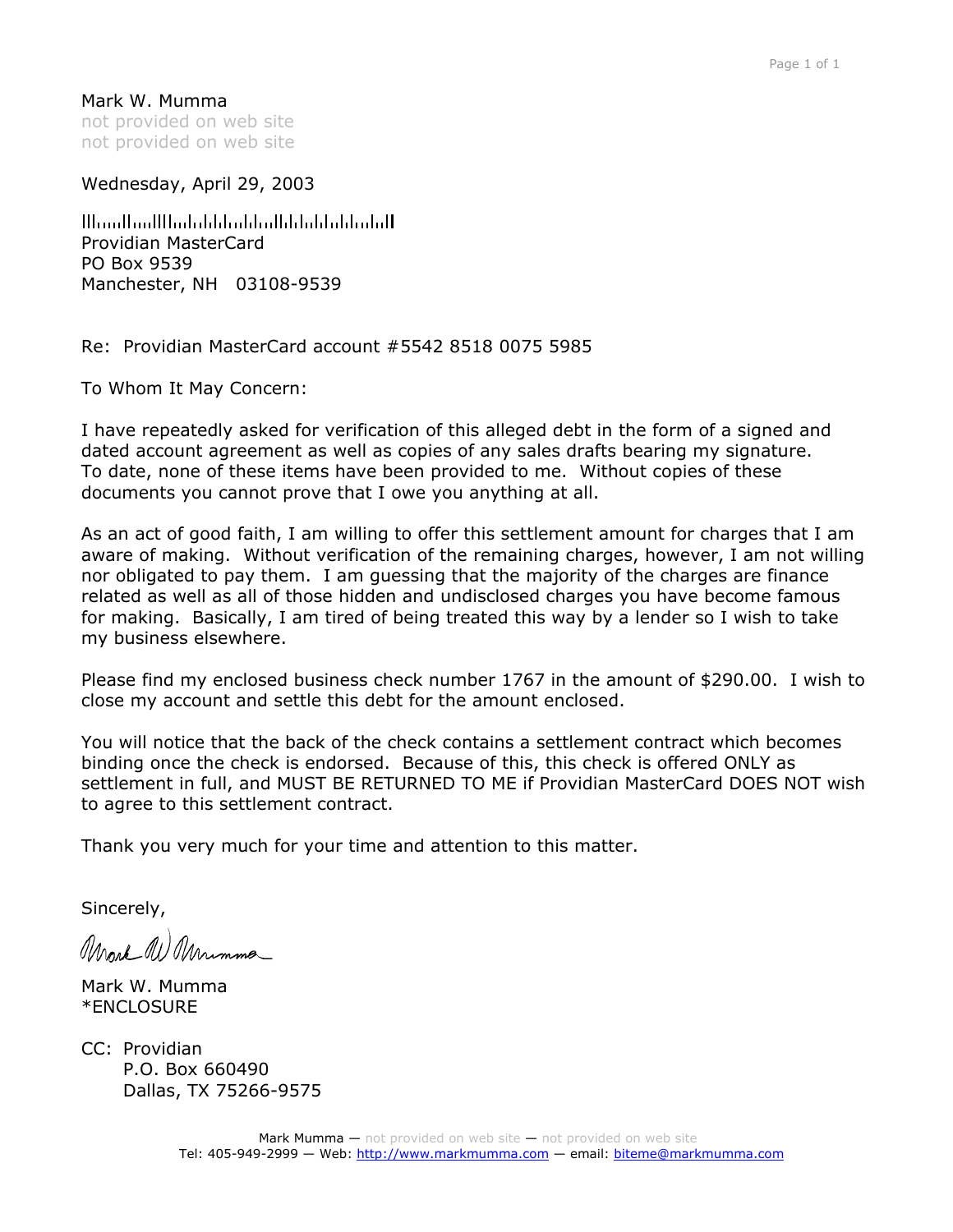Mark W. Mumma
not provided on web site
not provided on web site

Wednesday, April 29, 2003

Providian MasterCard
PO Box 9539
Manchester, NH 03108-9539

Re: Providian MasterCard account #5542 8518 0075 5985

To Whom It May Concern:

I have repeatedly asked for verification of this alleged debt in the form of a signed and dated account agreement as well as copies of any sales drafts bearing my signature. To date, none of these items have been provided to me. Without copies of these documents you cannot prove that I owe you anything at all.

As an act of good faith, I am willing to offer this settlement amount for charges that I am aware of making. Without verification of the remaining charges, however, I am not willing nor obligated to pay them. I am guessing that the majority of the charges are finance related as well as all of those hidden and undisclosed charges you have become famous for making. Basically, I am tired of being treated this way by a lender so I wish to take my business elsewhere.

Please find my enclosed business check number 1767 in the amount of $290.00. I wish to close my account and settle this debt for the amount enclosed.

You will notice that the back of the check contains a settlement contract which becomes binding once the check is endorsed. Because of this, this check is offered ONLY as settlement in full, and MUST BE RETURNED TO ME if Providian MasterCard DOES NOT wish to agree to this settlement contract.

Thank you very much for your time and attention to this matter.

Sincerely,

Mark W. Mumma
*ENCLOSURE

CC: Providian
P.O. Box 660490
Dallas, TX 75266-9575

Mark Mumma — not provided on web site — not provided on web site
Tel: 405-949-2999 — Web: http://www.markmumma.com — email: biteme@markmumma.com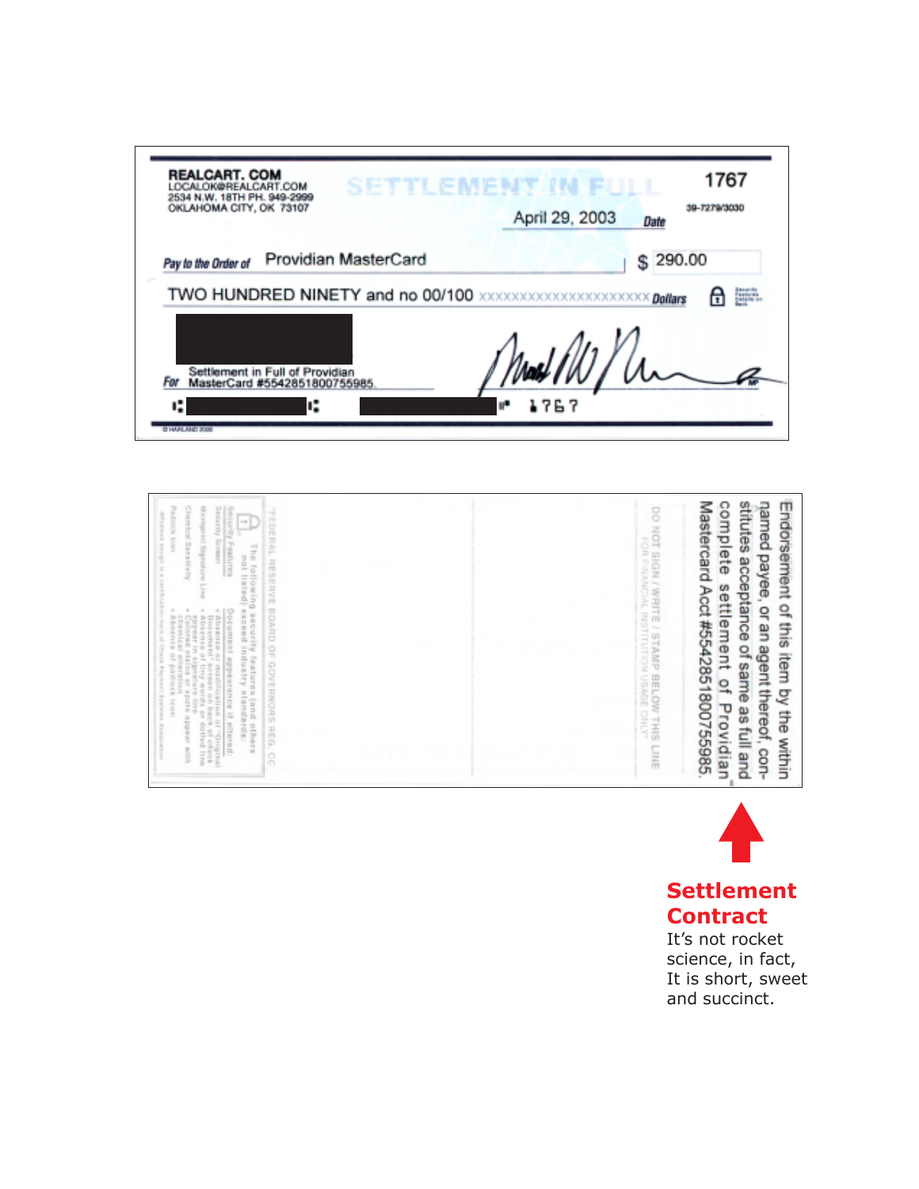REALCART. COM
LOCALOK@REALCART.COM
2534 N.W. 18TH PH. 949-2999
OKLAHOMA CITY, OK 73107

SETTLEMENT IN FULL

1767

39-7279/3030

April 29, 2003 Date

Pay to the Order of Providian MasterCard $ 290.00

TWO HUNDRED NINETY and no 00/100 xxxxxxxxxxxxxxxxxxxxxx Dollars

For Settlement in Full of Providian MasterCard #5542851800755985.

1767

Endorsement of this item by the within named payee, or an agent thereof, constitutes acceptance of same as full and complete settlement of Providian Mastercard Acct #5542851800755985.

DO NOT SIGN / WRITE / STAMP BELOW THIS LINE
FOR FINANCIAL INSTITUTION USAGE ONLY

**Settlement Contract**

It's not rocket science, in fact, It is short, sweet and succinct.